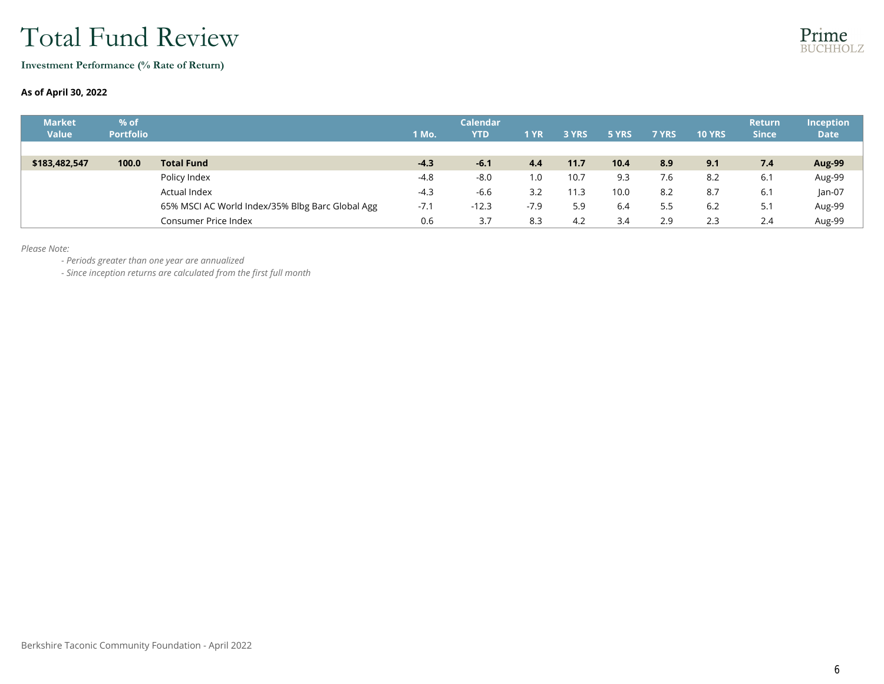# Total Fund Review

**Investment Performance (% Rate of Return)**

**As of April 30, 2022**

| Market Value | % of Portfolio | | 1 Mo. | Calendar YTD | 1 YR | 3 YRS | 5 YRS | 7 YRS | 10 YRS | Return Since | Inception Date |
|---|---|---|---|---|---|---|---|---|---|---|---|
| **$183,482,547** | **100.0** | **Total Fund** | **-4.3** | **-6.1** | **4.4** | **11.7** | **10.4** | **8.9** | **9.1** | **7.4** | **Aug-99** |
| | | Policy Index | -4.8 | -8.0 | 1.0 | 10.7 | 9.3 | 7.6 | 8.2 | 6.1 | Aug-99 |
| | | Actual Index | -4.3 | -6.6 | 3.2 | 11.3 | 10.0 | 8.2 | 8.7 | 6.1 | Jan-07 |
| | | 65% MSCI AC World Index/35% Blbg Barc Global Agg | -7.1 | -12.3 | -7.9 | 5.9 | 6.4 | 5.5 | 6.2 | 5.1 | Aug-99 |
| | | Consumer Price Index | 0.6 | 3.7 | 8.3 | 4.2 | 3.4 | 2.9 | 2.3 | 2.4 | Aug-99 |

*Please Note:*

- *Periods greater than one year are annualized*
- *Since inception returns are calculated from the first full month*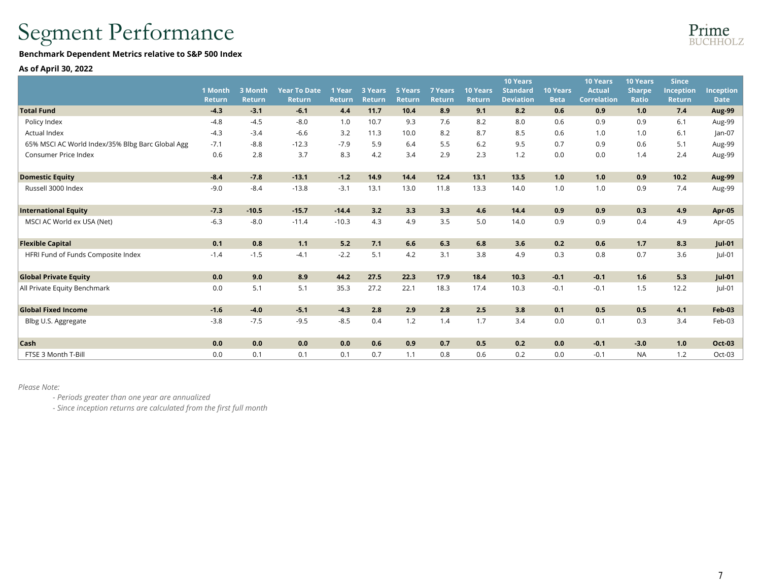# Segment Performance

**Benchmark Dependent Metrics relative to S&P 500 Index**

**As of April 30, 2022**

| | 1 Month Return | 3 Month Return | Year To Date Return | 1 Year Return | 3 Years Return | 5 Years Return | 7 Years Return | 10 Years Return | 10 Years Standard Deviation | 10 Years Beta | 10 Years Actual Correlation | 10 Years Sharpe Ratio | Since Inception Return | Inception Date |
|---|---|---|---|---|---|---|---|---|---|---|---|---|---|---|
| **Total Fund** | **-4.3** | **-3.1** | **-6.1** | **4.4** | **11.7** | **10.4** | **8.9** | **9.1** | **8.2** | **0.6** | **0.9** | **1.0** | **7.4** | **Aug-99** |
| Policy Index | -4.8 | -4.5 | -8.0 | 1.0 | 10.7 | 9.3 | 7.6 | 8.2 | 8.0 | 0.6 | 0.9 | 0.9 | 6.1 | Aug-99 |
| Actual Index | -4.3 | -3.4 | -6.6 | 3.2 | 11.3 | 10.0 | 8.2 | 8.7 | 8.5 | 0.6 | 1.0 | 1.0 | 6.1 | Jan-07 |
| 65% MSCI AC World Index/35% Blbg Barc Global Agg | -7.1 | -8.8 | -12.3 | -7.9 | 5.9 | 6.4 | 5.5 | 6.2 | 9.5 | 0.7 | 0.9 | 0.6 | 5.1 | Aug-99 |
| Consumer Price Index | 0.6 | 2.8 | 3.7 | 8.3 | 4.2 | 3.4 | 2.9 | 2.3 | 1.2 | 0.0 | 0.0 | 1.4 | 2.4 | Aug-99 |
| **Domestic Equity** | **-8.4** | **-7.8** | **-13.1** | **-1.2** | **14.9** | **14.4** | **12.4** | **13.1** | **13.5** | **1.0** | **1.0** | **0.9** | **10.2** | **Aug-99** |
| Russell 3000 Index | -9.0 | -8.4 | -13.8 | -3.1 | 13.1 | 13.0 | 11.8 | 13.3 | 14.0 | 1.0 | 1.0 | 0.9 | 7.4 | Aug-99 |
| **International Equity** | **-7.3** | **-10.5** | **-15.7** | **-14.4** | **3.2** | **3.3** | **3.3** | **4.6** | **14.4** | **0.9** | **0.9** | **0.3** | **4.9** | **Apr-05** |
| MSCI AC World ex USA (Net) | -6.3 | -8.0 | -11.4 | -10.3 | 4.3 | 4.9 | 3.5 | 5.0 | 14.0 | 0.9 | 0.9 | 0.4 | 4.9 | Apr-05 |
| **Flexible Capital** | **0.1** | **0.8** | **1.1** | **5.2** | **7.1** | **6.6** | **6.3** | **6.8** | **3.6** | **0.2** | **0.6** | **1.7** | **8.3** | **Jul-01** |
| HFRI Fund of Funds Composite Index | -1.4 | -1.5 | -4.1 | -2.2 | 5.1 | 4.2 | 3.1 | 3.8 | 4.9 | 0.3 | 0.8 | 0.7 | 3.6 | Jul-01 |
| **Global Private Equity** | **0.0** | **9.0** | **8.9** | **44.2** | **27.5** | **22.3** | **17.9** | **18.4** | **10.3** | **-0.1** | **-0.1** | **1.6** | **5.3** | **Jul-01** |
| All Private Equity Benchmark | 0.0 | 5.1 | 5.1 | 35.3 | 27.2 | 22.1 | 18.3 | 17.4 | 10.3 | -0.1 | -0.1 | 1.5 | 12.2 | Jul-01 |
| **Global Fixed Income** | **-1.6** | **-4.0** | **-5.1** | **-4.3** | **2.8** | **2.9** | **2.8** | **2.5** | **3.8** | **0.1** | **0.5** | **0.5** | **4.1** | **Feb-03** |
| Blbg U.S. Aggregate | -3.8 | -7.5 | -9.5 | -8.5 | 0.4 | 1.2 | 1.4 | 1.7 | 3.4 | 0.0 | 0.1 | 0.3 | 3.4 | Feb-03 |
| **Cash** | **0.0** | **0.0** | **0.0** | **0.0** | **0.6** | **0.9** | **0.7** | **0.5** | **0.2** | **0.0** | **-0.1** | **-3.0** | **1.0** | **Oct-03** |
| FTSE 3 Month T-Bill | 0.0 | 0.1 | 0.1 | 0.1 | 0.7 | 1.1 | 0.8 | 0.6 | 0.2 | 0.0 | -0.1 | NA | 1.2 | Oct-03 |

*Please Note:*

*- Periods greater than one year are annualized*

*- Since inception returns are calculated from the first full month*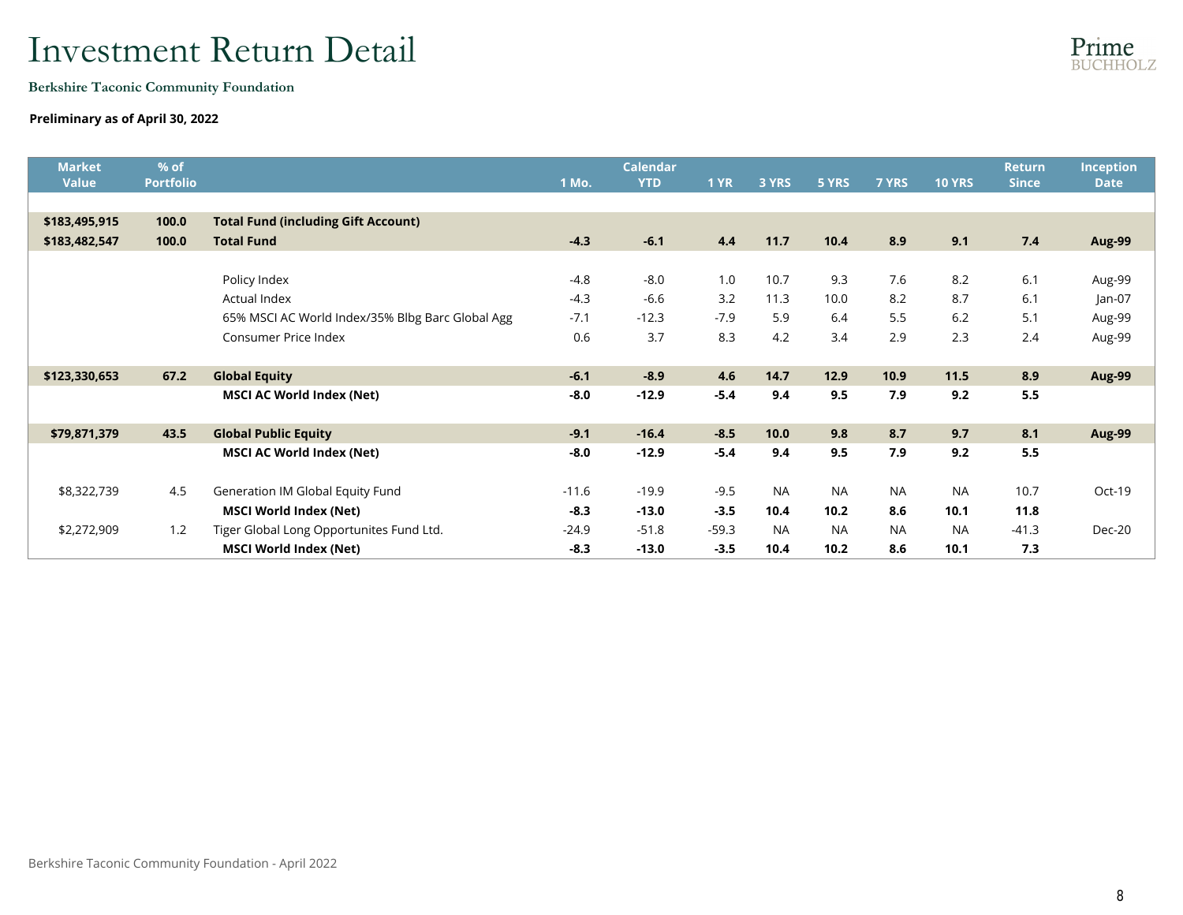# Investment Return Detail

**Berkshire Taconic Community Foundation**

**Preliminary as of April 30, 2022**

| Market Value | % of Portfolio | | 1 Mo. | Calendar YTD | 1 YR | 3 YRS | 5 YRS | 7 YRS | 10 YRS | Return Since | Inception Date |
|---|---|---|---|---|---|---|---|---|---|---|---|
| **$183,495,915** | **100.0** | **Total Fund (including Gift Account)** | | | | | | | | | |
| **$183,482,547** | **100.0** | **Total Fund** | **-4.3** | **-6.1** | **4.4** | **11.7** | **10.4** | **8.9** | **9.1** | **7.4** | **Aug-99** |
| | | Policy Index | -4.8 | -8.0 | 1.0 | 10.7 | 9.3 | 7.6 | 8.2 | 6.1 | Aug-99 |
| | | Actual Index | -4.3 | -6.6 | 3.2 | 11.3 | 10.0 | 8.2 | 8.7 | 6.1 | Jan-07 |
| | | 65% MSCI AC World Index/35% Blbg Barc Global Agg | -7.1 | -12.3 | -7.9 | 5.9 | 6.4 | 5.5 | 6.2 | 5.1 | Aug-99 |
| | | Consumer Price Index | 0.6 | 3.7 | 8.3 | 4.2 | 3.4 | 2.9 | 2.3 | 2.4 | Aug-99 |
| **$123,330,653** | **67.2** | **Global Equity** | **-6.1** | **-8.9** | **4.6** | **14.7** | **12.9** | **10.9** | **11.5** | **8.9** | **Aug-99** |
| | | **MSCI AC World Index (Net)** | **-8.0** | **-12.9** | **-5.4** | **9.4** | **9.5** | **7.9** | **9.2** | **5.5** | |
| **$79,871,379** | **43.5** | **Global Public Equity** | **-9.1** | **-16.4** | **-8.5** | **10.0** | **9.8** | **8.7** | **9.7** | **8.1** | **Aug-99** |
| | | **MSCI AC World Index (Net)** | **-8.0** | **-12.9** | **-5.4** | **9.4** | **9.5** | **7.9** | **9.2** | **5.5** | |
| $8,322,739 | 4.5 | Generation IM Global Equity Fund | -11.6 | -19.9 | -9.5 | NA | NA | NA | NA | 10.7 | Oct-19 |
| | | **MSCI World Index (Net)** | **-8.3** | **-13.0** | **-3.5** | **10.4** | **10.2** | **8.6** | **10.1** | **11.8** | |
| $2,272,909 | 1.2 | Tiger Global Long Opportunites Fund Ltd. | -24.9 | -51.8 | -59.3 | NA | NA | NA | NA | -41.3 | Dec-20 |
| | | **MSCI World Index (Net)** | **-8.3** | **-13.0** | **-3.5** | **10.4** | **10.2** | **8.6** | **10.1** | **7.3** | |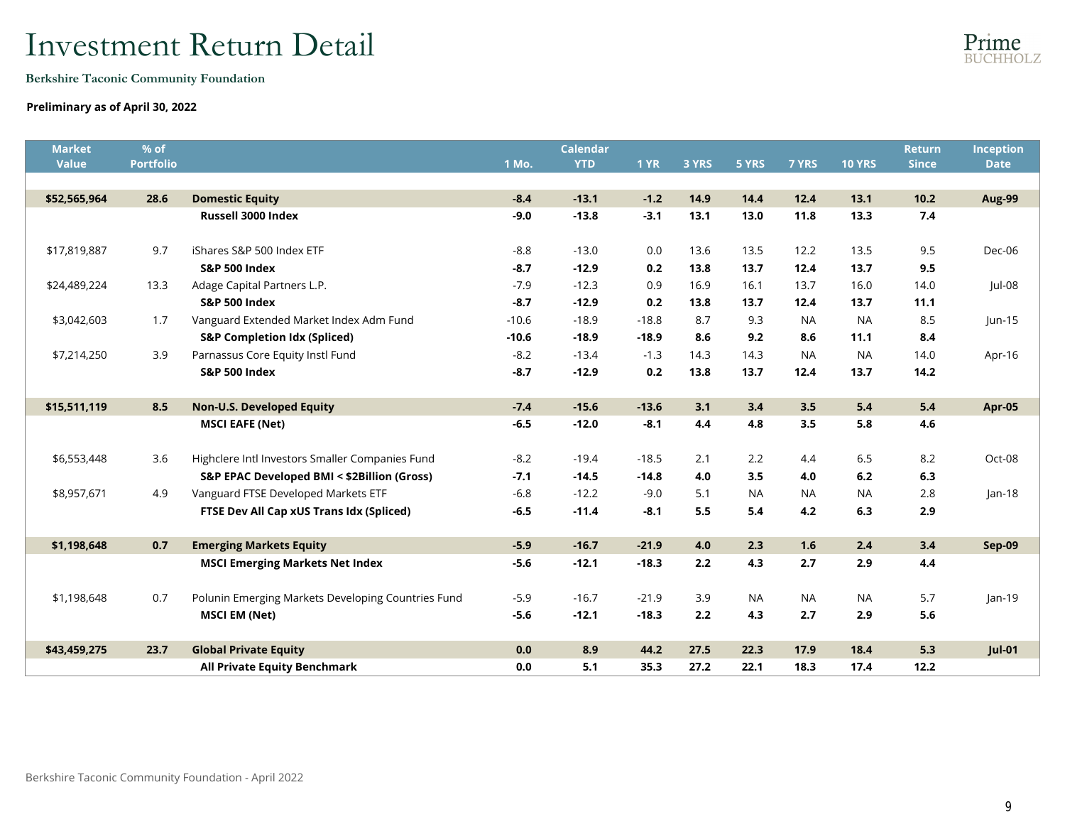# Investment Return Detail

**Berkshire Taconic Community Foundation**

**Preliminary as of April 30, 2022**

| Market Value | % of Portfolio | | 1 Mo. | Calendar YTD | 1 YR | 3 YRS | 5 YRS | 7 YRS | 10 YRS | Return Since | Inception Date |
|---|---|---|---|---|---|---|---|---|---|---|---|
| **$52,565,964** | **28.6** | **Domestic Equity** | **-8.4** | **-13.1** | **-1.2** | **14.9** | **14.4** | **12.4** | **13.1** | **10.2** | **Aug-99** |
| | | **Russell 3000 Index** | **-9.0** | **-13.8** | **-3.1** | **13.1** | **13.0** | **11.8** | **13.3** | **7.4** | |
| $17,819,887 | 9.7 | iShares S&P 500 Index ETF | -8.8 | -13.0 | 0.0 | 13.6 | 13.5 | 12.2 | 13.5 | 9.5 | Dec-06 |
| | | **S&P 500 Index** | **-8.7** | **-12.9** | **0.2** | **13.8** | **13.7** | **12.4** | **13.7** | **9.5** | |
| $24,489,224 | 13.3 | Adage Capital Partners L.P. | -7.9 | -12.3 | 0.9 | 16.9 | 16.1 | 13.7 | 16.0 | 14.0 | Jul-08 |
| | | **S&P 500 Index** | **-8.7** | **-12.9** | **0.2** | **13.8** | **13.7** | **12.4** | **13.7** | **11.1** | |
| $3,042,603 | 1.7 | Vanguard Extended Market Index Adm Fund | -10.6 | -18.9 | -18.8 | 8.7 | 9.3 | NA | NA | 8.5 | Jun-15 |
| | | **S&P Completion Idx (Spliced)** | **-10.6** | **-18.9** | **-18.9** | **8.6** | **9.2** | **8.6** | **11.1** | **8.4** | |
| $7,214,250 | 3.9 | Parnassus Core Equity Instl Fund | -8.2 | -13.4 | -1.3 | 14.3 | 14.3 | NA | NA | 14.0 | Apr-16 |
| | | **S&P 500 Index** | **-8.7** | **-12.9** | **0.2** | **13.8** | **13.7** | **12.4** | **13.7** | **14.2** | |
| **$15,511,119** | **8.5** | **Non-U.S. Developed Equity** | **-7.4** | **-15.6** | **-13.6** | **3.1** | **3.4** | **3.5** | **5.4** | **5.4** | **Apr-05** |
| | | **MSCI EAFE (Net)** | **-6.5** | **-12.0** | **-8.1** | **4.4** | **4.8** | **3.5** | **5.8** | **4.6** | |
| $6,553,448 | 3.6 | Highclere Intl Investors Smaller Companies Fund | -8.2 | -19.4 | -18.5 | 2.1 | 2.2 | 4.4 | 6.5 | 8.2 | Oct-08 |
| | | **S&P EPAC Developed BMI < $2Billion (Gross)** | **-7.1** | **-14.5** | **-14.8** | **4.0** | **3.5** | **4.0** | **6.2** | **6.3** | |
| $8,957,671 | 4.9 | Vanguard FTSE Developed Markets ETF | -6.8 | -12.2 | -9.0 | 5.1 | NA | NA | NA | 2.8 | Jan-18 |
| | | **FTSE Dev All Cap xUS Trans Idx (Spliced)** | **-6.5** | **-11.4** | **-8.1** | **5.5** | **5.4** | **4.2** | **6.3** | **2.9** | |
| **$1,198,648** | **0.7** | **Emerging Markets Equity** | **-5.9** | **-16.7** | **-21.9** | **4.0** | **2.3** | **1.6** | **2.4** | **3.4** | **Sep-09** |
| | | **MSCI Emerging Markets Net Index** | **-5.6** | **-12.1** | **-18.3** | **2.2** | **4.3** | **2.7** | **2.9** | **4.4** | |
| $1,198,648 | 0.7 | Polunin Emerging Markets Developing Countries Fund | -5.9 | -16.7 | -21.9 | 3.9 | NA | NA | NA | 5.7 | Jan-19 |
| | | **MSCI EM (Net)** | **-5.6** | **-12.1** | **-18.3** | **2.2** | **4.3** | **2.7** | **2.9** | **5.6** | |
| **$43,459,275** | **23.7** | **Global Private Equity** | **0.0** | **8.9** | **44.2** | **27.5** | **22.3** | **17.9** | **18.4** | **5.3** | **Jul-01** |
| | | **All Private Equity Benchmark** | **0.0** | **5.1** | **35.3** | **27.2** | **22.1** | **18.3** | **17.4** | **12.2** | |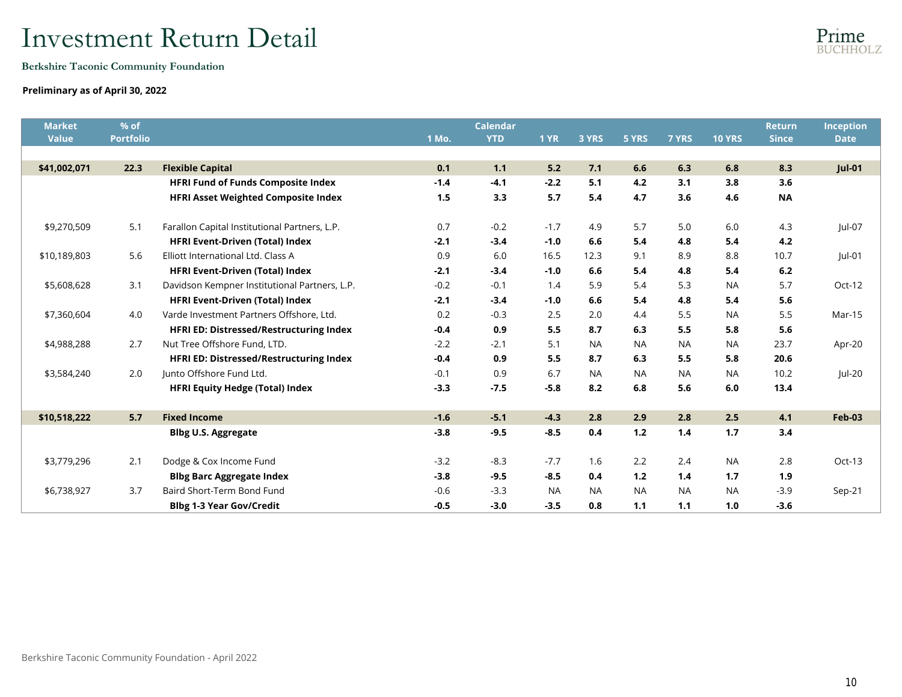# Investment Return Detail

**Berkshire Taconic Community Foundation**

**Preliminary as of April 30, 2022**

| Market Value | % of Portfolio | | 1 Mo. | Calendar YTD | 1 YR | 3 YRS | 5 YRS | 7 YRS | 10 YRS | Return Since | Inception Date |
|---|---|---|---|---|---|---|---|---|---|---|---|
| **$41,002,071** | **22.3** | **Flexible Capital** | **0.1** | **1.1** | **5.2** | **7.1** | **6.6** | **6.3** | **6.8** | **8.3** | **Jul-01** |
| | | **HFRI Fund of Funds Composite Index** | **-1.4** | **-4.1** | **-2.2** | **5.1** | **4.2** | **3.1** | **3.8** | **3.6** | |
| | | **HFRI Asset Weighted Composite Index** | **1.5** | **3.3** | **5.7** | **5.4** | **4.7** | **3.6** | **4.6** | **NA** | |
| $9,270,509 | 5.1 | Farallon Capital Institutional Partners, L.P. | 0.7 | -0.2 | -1.7 | 4.9 | 5.7 | 5.0 | 6.0 | 4.3 | Jul-07 |
| | | **HFRI Event-Driven (Total) Index** | **-2.1** | **-3.4** | **-1.0** | **6.6** | **5.4** | **4.8** | **5.4** | **4.2** | |
| $10,189,803 | 5.6 | Elliott International Ltd. Class A | 0.9 | 6.0 | 16.5 | 12.3 | 9.1 | 8.9 | 8.8 | 10.7 | Jul-01 |
| | | **HFRI Event-Driven (Total) Index** | **-2.1** | **-3.4** | **-1.0** | **6.6** | **5.4** | **4.8** | **5.4** | **6.2** | |
| $5,608,628 | 3.1 | Davidson Kempner Institutional Partners, L.P. | -0.2 | -0.1 | 1.4 | 5.9 | 5.4 | 5.3 | NA | 5.7 | Oct-12 |
| | | **HFRI Event-Driven (Total) Index** | **-2.1** | **-3.4** | **-1.0** | **6.6** | **5.4** | **4.8** | **5.4** | **5.6** | |
| $7,360,604 | 4.0 | Varde Investment Partners Offshore, Ltd. | 0.2 | -0.3 | 2.5 | 2.0 | 4.4 | 5.5 | NA | 5.5 | Mar-15 |
| | | **HFRI ED: Distressed/Restructuring Index** | **-0.4** | **0.9** | **5.5** | **8.7** | **6.3** | **5.5** | **5.8** | **5.6** | |
| $4,988,288 | 2.7 | Nut Tree Offshore Fund, LTD. | -2.2 | -2.1 | 5.1 | NA | NA | NA | NA | 23.7 | Apr-20 |
| | | **HFRI ED: Distressed/Restructuring Index** | **-0.4** | **0.9** | **5.5** | **8.7** | **6.3** | **5.5** | **5.8** | **20.6** | |
| $3,584,240 | 2.0 | Junto Offshore Fund Ltd. | -0.1 | 0.9 | 6.7 | NA | NA | NA | NA | 10.2 | Jul-20 |
| | | **HFRI Equity Hedge (Total) Index** | **-3.3** | **-7.5** | **-5.8** | **8.2** | **6.8** | **5.6** | **6.0** | **13.4** | |
| **$10,518,222** | **5.7** | **Fixed Income** | **-1.6** | **-5.1** | **-4.3** | **2.8** | **2.9** | **2.8** | **2.5** | **4.1** | **Feb-03** |
| | | **Blbg U.S. Aggregate** | **-3.8** | **-9.5** | **-8.5** | **0.4** | **1.2** | **1.4** | **1.7** | **3.4** | |
| $3,779,296 | 2.1 | Dodge & Cox Income Fund | -3.2 | -8.3 | -7.7 | 1.6 | 2.2 | 2.4 | NA | 2.8 | Oct-13 |
| | | **Blbg Barc Aggregate Index** | **-3.8** | **-9.5** | **-8.5** | **0.4** | **1.2** | **1.4** | **1.7** | **1.9** | |
| $6,738,927 | 3.7 | Baird Short-Term Bond Fund | -0.6 | -3.3 | NA | NA | NA | NA | NA | -3.9 | Sep-21 |
| | | **Blbg 1-3 Year Gov/Credit** | **-0.5** | **-3.0** | **-3.5** | **0.8** | **1.1** | **1.1** | **1.0** | **-3.6** | |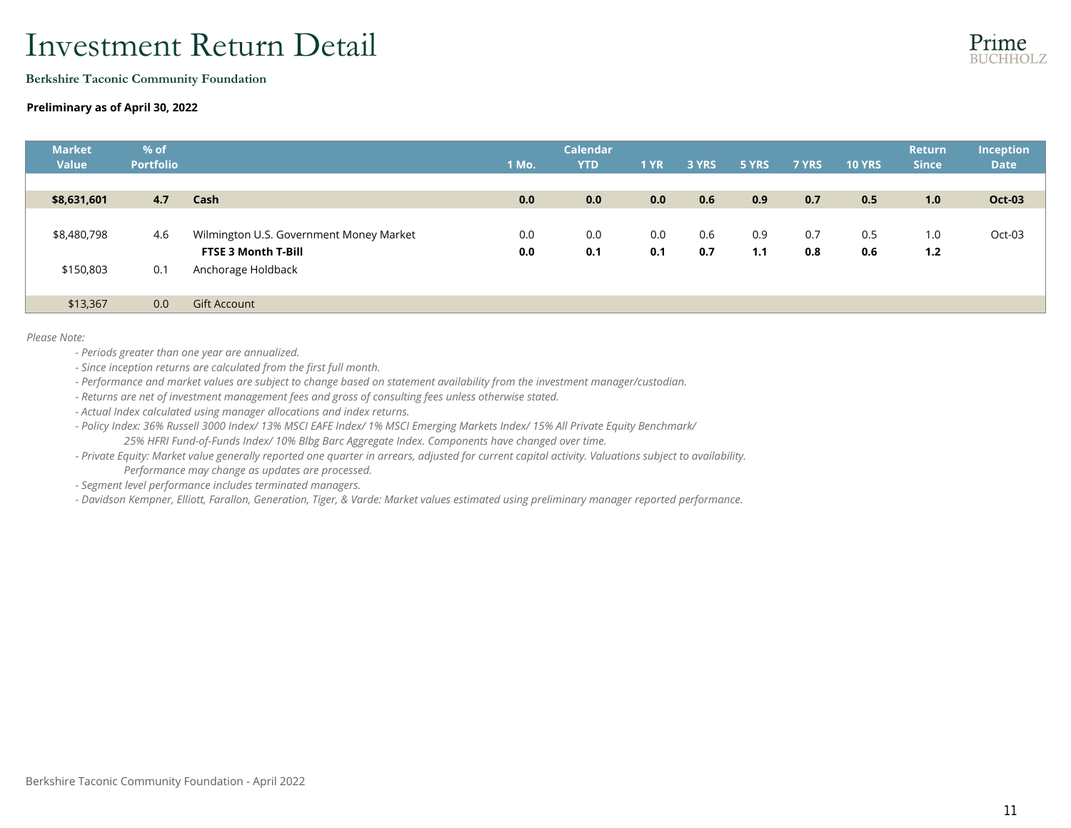# Investment Return Detail

**Berkshire Taconic Community Foundation**

**Preliminary as of April 30, 2022**

| Market Value | % of Portfolio | | 1 Mo. | Calendar YTD | 1 YR | 3 YRS | 5 YRS | 7 YRS | 10 YRS | Return Since | Inception Date |
|---|---|---|---|---|---|---|---|---|---|---|---|
| **$8,631,601** | **4.7** | **Cash** | **0.0** | **0.0** | **0.0** | **0.6** | **0.9** | **0.7** | **0.5** | **1.0** | **Oct-03** |
| $8,480,798 | 4.6 | Wilmington U.S. Government Money Market | 0.0 | 0.0 | 0.0 | 0.6 | 0.9 | 0.7 | 0.5 | 1.0 | Oct-03 |
| | | **FTSE 3 Month T-Bill** | **0.0** | **0.1** | **0.1** | **0.7** | **1.1** | **0.8** | **0.6** | **1.2** | |
| $150,803 | 0.1 | Anchorage Holdback | | | | | | | | | |
| $13,367 | 0.0 | Gift Account | | | | | | | | | |

*Please Note:*

- *Periods greater than one year are annualized.*
- *Since inception returns are calculated from the first full month.*
- *Performance and market values are subject to change based on statement availability from the investment manager/custodian.*
- *Returns are net of investment management fees and gross of consulting fees unless otherwise stated.*
- *Actual Index calculated using manager allocations and index returns.*
- *Policy Index: 36% Russell 3000 Index/ 13% MSCI EAFE Index/ 1% MSCI Emerging Markets Index/ 15% All Private Equity Benchmark/ 25% HFRI Fund-of-Funds Index/ 10% Blbg Barc Aggregate Index. Components have changed over time.*
- *Private Equity: Market value generally reported one quarter in arrears, adjusted for current capital activity. Valuations subject to availability. Performance may change as updates are processed.*
- *Segment level performance includes terminated managers.*
- *Davidson Kempner, Elliott, Farallon, Generation, Tiger, & Varde: Market values estimated using preliminary manager reported performance.*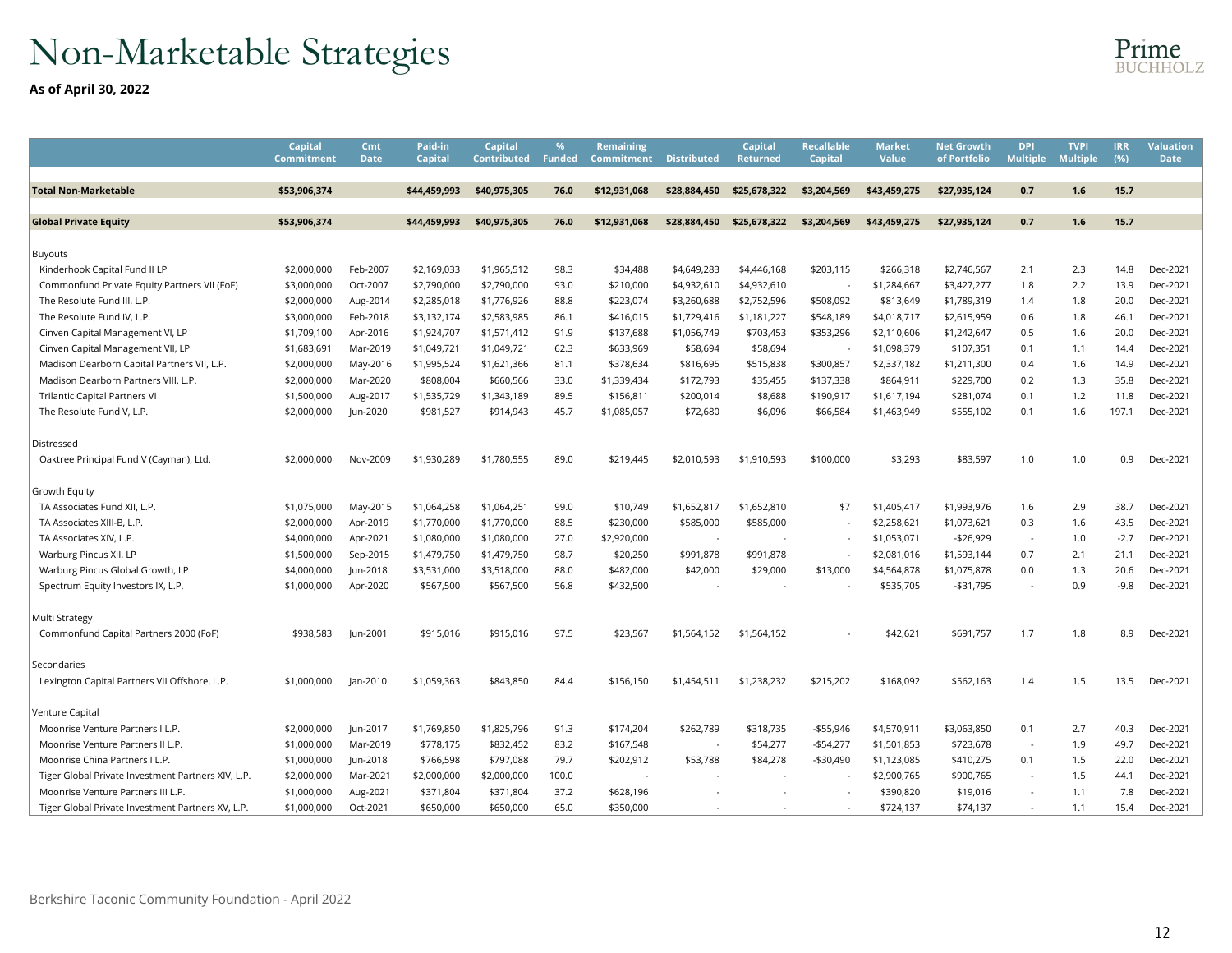# Non-Marketable Strategies

**As of April 30, 2022**

| | Capital Commitment | Cmt Date | Paid-in Capital | Capital Contributed | % Funded | Remaining Commitment | Distributed | Capital Returned | Recallable Capital | Market Value | Net Growth of Portfolio | DPI Multiple | TVPI Multiple | IRR (%) | Valuation Date |
|---|---|---|---|---|---|---|---|---|---|---|---|---|---|---|---|
| **Total Non-Marketable** | **$53,906,374** | | **$44,459,993** | **$40,975,305** | **76.0** | **$12,931,068** | **$28,884,450** | **$25,678,322** | **$3,204,569** | **$43,459,275** | **$27,935,124** | **0.7** | **1.6** | **15.7** | |
| **Global Private Equity** | **$53,906,374** | | **$44,459,993** | **$40,975,305** | **76.0** | **$12,931,068** | **$28,884,450** | **$25,678,322** | **$3,204,569** | **$43,459,275** | **$27,935,124** | **0.7** | **1.6** | **15.7** | |
| Buyouts | | | | | | | | | | | | | | | |
| Kinderhook Capital Fund II LP | $2,000,000 | Feb-2007 | $2,169,033 | $1,965,512 | 98.3 | $34,488 | $4,649,283 | $4,446,168 | $203,115 | $266,318 | $2,746,567 | 2.1 | 2.3 | 14.8 | Dec-2021 |
| Commonfund Private Equity Partners VII (FoF) | $3,000,000 | Oct-2007 | $2,790,000 | $2,790,000 | 93.0 | $210,000 | $4,932,610 | $4,932,610 | - | $1,284,667 | $3,427,277 | 1.8 | 2.2 | 13.9 | Dec-2021 |
| The Resolute Fund III, L.P. | $2,000,000 | Aug-2014 | $2,285,018 | $1,776,926 | 88.8 | $223,074 | $3,260,688 | $2,752,596 | $508,092 | $813,649 | $1,789,319 | 1.4 | 1.8 | 20.0 | Dec-2021 |
| The Resolute Fund IV, L.P. | $3,000,000 | Feb-2018 | $3,132,174 | $2,583,985 | 86.1 | $416,015 | $1,729,416 | $1,181,227 | $548,189 | $4,018,717 | $2,615,959 | 0.6 | 1.8 | 46.1 | Dec-2021 |
| Cinven Capital Management VI, LP | $1,709,100 | Apr-2016 | $1,924,707 | $1,571,412 | 91.9 | $137,688 | $1,056,749 | $703,453 | $353,296 | $2,110,606 | $1,242,647 | 0.5 | 1.6 | 20.0 | Dec-2021 |
| Cinven Capital Management VII, LP | $1,683,691 | Mar-2019 | $1,049,721 | $1,049,721 | 62.3 | $633,969 | $58,694 | $58,694 | - | $1,098,379 | $107,351 | 0.1 | 1.1 | 14.4 | Dec-2021 |
| Madison Dearborn Capital Partners VII, L.P. | $2,000,000 | May-2016 | $1,995,524 | $1,621,366 | 81.1 | $378,634 | $816,695 | $515,838 | $300,857 | $2,337,182 | $1,211,300 | 0.4 | 1.6 | 14.9 | Dec-2021 |
| Madison Dearborn Partners VIII, L.P. | $2,000,000 | Mar-2020 | $808,004 | $660,566 | 33.0 | $1,339,434 | $172,793 | $35,455 | $137,338 | $864,911 | $229,700 | 0.2 | 1.3 | 35.8 | Dec-2021 |
| Trilantic Capital Partners VI | $1,500,000 | Aug-2017 | $1,535,729 | $1,343,189 | 89.5 | $156,811 | $200,014 | $8,688 | $190,917 | $1,617,194 | $281,074 | 0.1 | 1.2 | 11.8 | Dec-2021 |
| The Resolute Fund V, L.P. | $2,000,000 | Jun-2020 | $981,527 | $914,943 | 45.7 | $1,085,057 | $72,680 | $6,096 | $66,584 | $1,463,949 | $555,102 | 0.1 | 1.6 | 197.1 | Dec-2021 |
| Distressed | | | | | | | | | | | | | | | |
| Oaktree Principal Fund V (Cayman), Ltd. | $2,000,000 | Nov-2009 | $1,930,289 | $1,780,555 | 89.0 | $219,445 | $2,010,593 | $1,910,593 | $100,000 | $3,293 | $83,597 | 1.0 | 1.0 | 0.9 | Dec-2021 |
| Growth Equity | | | | | | | | | | | | | | | |
| TA Associates Fund XII, L.P. | $1,075,000 | May-2015 | $1,064,258 | $1,064,251 | 99.0 | $10,749 | $1,652,817 | $1,652,810 | $7 | $1,405,417 | $1,993,976 | 1.6 | 2.9 | 38.7 | Dec-2021 |
| TA Associates XIII-B, L.P. | $2,000,000 | Apr-2019 | $1,770,000 | $1,770,000 | 88.5 | $230,000 | $585,000 | $585,000 | - | $2,258,621 | $1,073,621 | 0.3 | 1.6 | 43.5 | Dec-2021 |
| TA Associates XIV, L.P. | $4,000,000 | Apr-2021 | $1,080,000 | $1,080,000 | 27.0 | $2,920,000 | - | - | - | $1,053,071 | -$26,929 | - | 1.0 | -2.7 | Dec-2021 |
| Warburg Pincus XII, LP | $1,500,000 | Sep-2015 | $1,479,750 | $1,479,750 | 98.7 | $20,250 | $991,878 | $991,878 | - | $2,081,016 | $1,593,144 | 0.7 | 2.1 | 21.1 | Dec-2021 |
| Warburg Pincus Global Growth, LP | $4,000,000 | Jun-2018 | $3,531,000 | $3,518,000 | 88.0 | $482,000 | $42,000 | $29,000 | $13,000 | $4,564,878 | $1,075,878 | 0.0 | 1.3 | 20.6 | Dec-2021 |
| Spectrum Equity Investors IX, L.P. | $1,000,000 | Apr-2020 | $567,500 | $567,500 | 56.8 | $432,500 | - | - | - | $535,705 | -$31,795 | - | 0.9 | -9.8 | Dec-2021 |
| Multi Strategy | | | | | | | | | | | | | | | |
| Commonfund Capital Partners 2000 (FoF) | $938,583 | Jun-2001 | $915,016 | $915,016 | 97.5 | $23,567 | $1,564,152 | $1,564,152 | - | $42,621 | $691,757 | 1.7 | 1.8 | 8.9 | Dec-2021 |
| Secondaries | | | | | | | | | | | | | | | |
| Lexington Capital Partners VII Offshore, L.P. | $1,000,000 | Jan-2010 | $1,059,363 | $843,850 | 84.4 | $156,150 | $1,454,511 | $1,238,232 | $215,202 | $168,092 | $562,163 | 1.4 | 1.5 | 13.5 | Dec-2021 |
| Venture Capital | | | | | | | | | | | | | | | |
| Moonrise Venture Partners I L.P. | $2,000,000 | Jun-2017 | $1,769,850 | $1,825,796 | 91.3 | $174,204 | $262,789 | $318,735 | -$55,946 | $4,570,911 | $3,063,850 | 0.1 | 2.7 | 40.3 | Dec-2021 |
| Moonrise Venture Partners II L.P. | $1,000,000 | Mar-2019 | $778,175 | $832,452 | 83.2 | $167,548 | - | $54,277 | -$54,277 | $1,501,853 | $723,678 | - | 1.9 | 49.7 | Dec-2021 |
| Moonrise China Partners I L.P. | $1,000,000 | Jun-2018 | $766,598 | $797,088 | 79.7 | $202,912 | $53,788 | $84,278 | -$30,490 | $1,123,085 | $410,275 | 0.1 | 1.5 | 22.0 | Dec-2021 |
| Tiger Global Private Investment Partners XIV, L.P. | $2,000,000 | Mar-2021 | $2,000,000 | $2,000,000 | 100.0 | - | - | - | - | $2,900,765 | $900,765 | - | 1.5 | 44.1 | Dec-2021 |
| Moonrise Venture Partners III L.P. | $1,000,000 | Aug-2021 | $371,804 | $371,804 | 37.2 | $628,196 | - | - | - | $390,820 | $19,016 | - | 1.1 | 7.8 | Dec-2021 |
| Tiger Global Private Investment Partners XV, L.P. | $1,000,000 | Oct-2021 | $650,000 | $650,000 | 65.0 | $350,000 | - | - | - | $724,137 | $74,137 | - | 1.1 | 15.4 | Dec-2021 |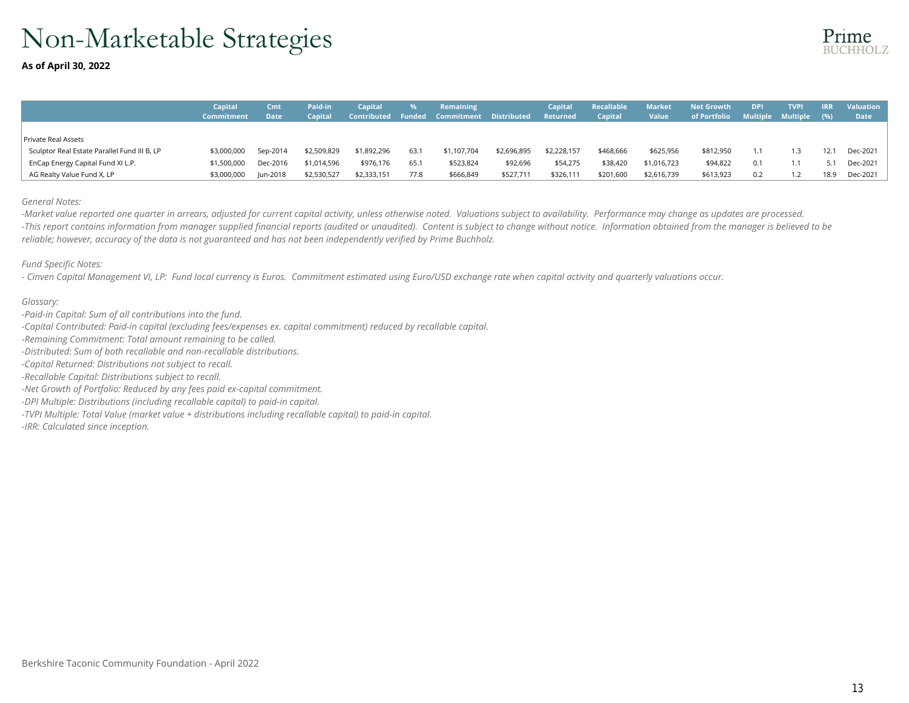# Non-Marketable Strategies

**As of April 30, 2022**

| | Capital Commitment | Cmt Date | Paid-in Capital | Capital Contributed | % Funded | Remaining Commitment | Distributed | Capital Returned | Recallable Capital | Market Value | Net Growth of Portfolio | DPI Multiple | TVPI Multiple | IRR (%) | Valuation Date |
|---|---|---|---|---|---|---|---|---|---|---|---|---|---|---|---|
| Private Real Assets | | | | | | | | | | | | | | | |
| Sculptor Real Estate Parallel Fund III B, LP | $3,000,000 | Sep-2014 | $2,509,829 | $1,892,296 | 63.1 | $1,107,704 | $2,696,895 | $2,228,157 | $468,666 | $625,956 | $812,950 | 1.1 | 1.3 | 12.1 | Dec-2021 |
| EnCap Energy Capital Fund XI L.P. | $1,500,000 | Dec-2016 | $1,014,596 | $976,176 | 65.1 | $523,824 | $92,696 | $54,275 | $38,420 | $1,016,723 | $94,822 | 0.1 | 1.1 | 5.1 | Dec-2021 |
| AG Realty Value Fund X, LP | $3,000,000 | Jun-2018 | $2,530,527 | $2,333,151 | 77.8 | $666,849 | $527,711 | $326,111 | $201,600 | $2,616,739 | $613,923 | 0.2 | 1.2 | 18.9 | Dec-2021 |

*General Notes:*

*-Market value reported one quarter in arrears, adjusted for current capital activity, unless otherwise noted. Valuations subject to availability. Performance may change as updates are processed.*
*-This report contains information from manager supplied financial reports (audited or unaudited). Content is subject to change without notice. Information obtained from the manager is believed to be reliable; however, accuracy of the data is not guaranteed and has not been independently verified by Prime Buchholz.*

*Fund Specific Notes:*

*- Cinven Capital Management VI, LP: Fund local currency is Euros. Commitment estimated using Euro/USD exchange rate when capital activity and quarterly valuations occur.*

*Glossary:*

*-Paid-in Capital: Sum of all contributions into the fund.*
*-Capital Contributed: Paid-in capital (excluding fees/expenses ex. capital commitment) reduced by recallable capital.*
*-Remaining Commitment: Total amount remaining to be called.*
*-Distributed: Sum of both recallable and non-recallable distributions.*
*-Capital Returned: Distributions not subject to recall.*
*-Recallable Capital: Distributions subject to recall.*
*-Net Growth of Portfolio: Reduced by any fees paid ex-capital commitment.*
*-DPI Multiple: Distributions (including recallable capital) to paid-in capital.*
*-TVPI Multiple: Total Value (market value + distributions including recallable capital) to paid-in capital.*
*-IRR: Calculated since inception.*